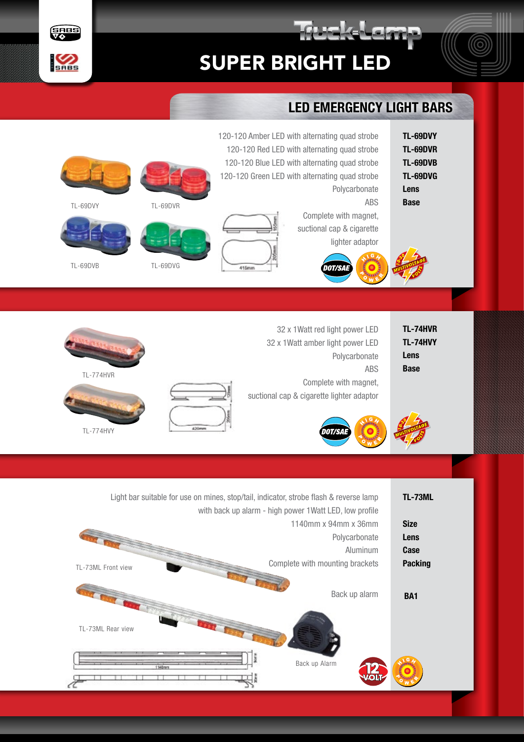# Truck-Lamp

# SUPER BRIGHT LED

## LED EMERGENCY LIGHT BARS

| Description | Code |
|---|---|
| 120-120 Amber LED with alternating quad strobe | TL-69DVY |
| 120-120 Red LED with alternating quad strobe | TL-69DVR |
| 120-120 Blue LED with alternating quad strobe | TL-69DVB |
| 120-120 Green LED with alternating quad strobe | TL-69DVG |
| Polycarbonate | Lens |
| ABS | Base |
| Complete with magnet, suctional cap & cigarette lighter adaptor | |

TL-69DVY TL-69DVR TL-69DVB TL-69DVG

155mm 205mm 415mm

DOT/SAE HIGH POWER 10-30 MULTIVOLTAGE VOLTS

| Description | Code |
|---|---|
| 32 x 1Watt red light power LED | TL-74HVR |
| 32 x 1Watt amber light power LED | TL-74HVY |
| Polycarbonate | Lens |
| ABS | Base |
| Complete with magnet, suctional cap & cigarette lighter adaptor | |

TL-774HVR TL-774HVY

420mm

DOT/SAE HIGH POWER 10-30 MULTIVOLTAGE VOLTS

| Description | Code |
|---|---|
| Light bar suitable for use on mines, stop/tail, indicator, strobe flash & reverse lamp with back up alarm - high power 1Watt LED, low profile | TL-73ML |
| 1140mm x 94mm x 36mm | Size |
| Polycarbonate | Lens |
| Aluminum | Case |
| Complete with mounting brackets | Packing |
| Back up alarm | BA1 |

TL-73ML Front view

TL-73ML Rear view

Back up Alarm

1140mm

12 VOLT HIGH POWER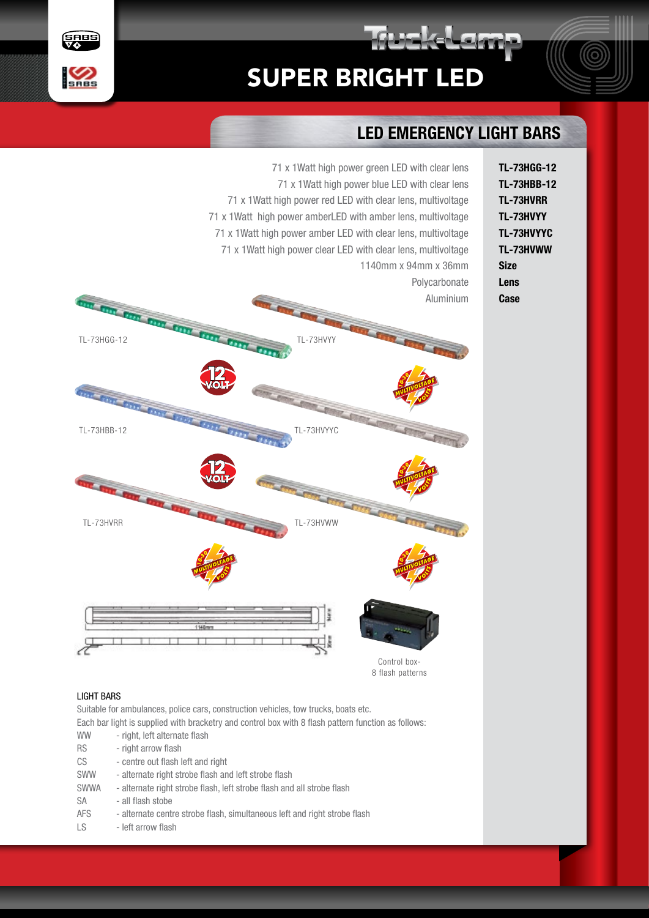# SUPER BRIGHT LED

## LED EMERGENCY LIGHT BARS

| Description | Code |
|---|---|
| 71 x 1Watt high power green LED with clear lens | **TL-73HGG-12** |
| 71 x 1Watt high power blue LED with clear lens | **TL-73HBB-12** |
| 71 x 1Watt high power red LED with clear lens, multivoltage | **TL-73HVRR** |
| 71 x 1Watt high power amberLED with amber lens, multivoltage | **TL-73HVYY** |
| 71 x 1Watt high power amber LED with clear lens, multivoltage | **TL-73HVYYC** |
| 71 x 1Watt high power clear LED with clear lens, multivoltage | **TL-73HVWW** |
| 1140mm x 94mm x 36mm | **Size** |
| Polycarbonate | **Lens** |
| Aluminium | **Case** |

TL-73HGG-12

TL-73HVYY

TL-73HBB-12

TL-73HVYYC

TL-73HVRR

TL-73HVWW

Control box- 8 flash patterns

LIGHT BARS

Suitable for ambulances, police cars, construction vehicles, tow trucks, boats etc.

Each bar light is supplied with bracketry and control box with 8 flash pattern function as follows:

| | |
|---|---|
| WW | - right, left alternate flash |
| RS | - right arrow flash |
| CS | - centre out flash left and right |
| SWW | - alternate right strobe flash and left strobe flash |
| SWWA | - alternate right strobe flash, left strobe flash and all strobe flash |
| SA | - all flash stobe |
| AFS | - alternate centre strobe flash, simultaneous left and right strobe flash |
| LS | - left arrow flash |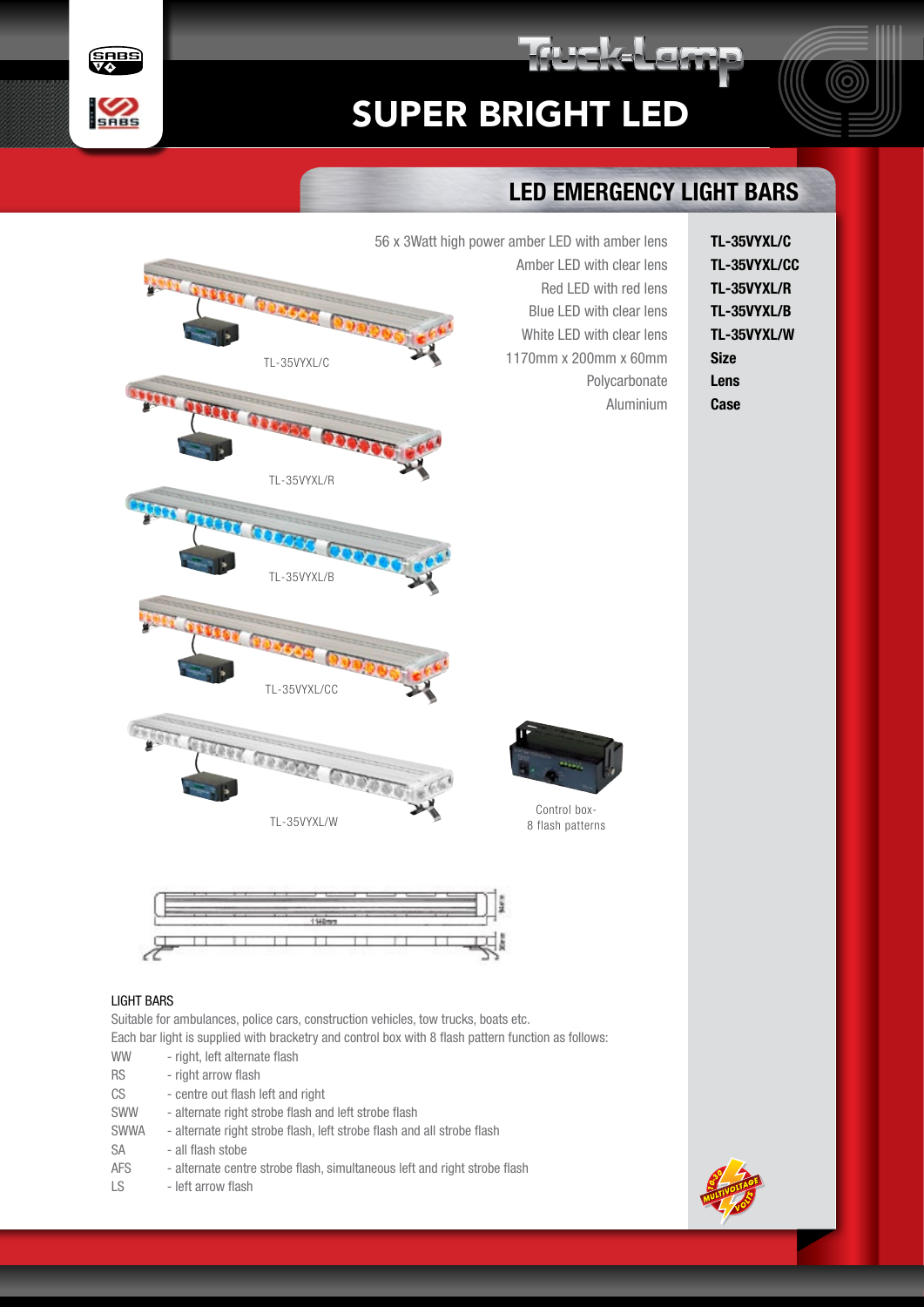# SUPER BRIGHT LED

## LED EMERGENCY LIGHT BARS

| | |
|---|---|
| 56 x 3Watt high power amber LED with amber lens | **TL-35VYXL/C** |
| Amber LED with clear lens | **TL-35VYXL/CC** |
| Red LED with red lens | **TL-35VYXL/R** |
| Blue LED with clear lens | **TL-35VYXL/B** |
| White LED with clear lens | **TL-35VYXL/W** |
| 1170mm x 200mm x 60mm | **Size** |
| Polycarbonate | **Lens** |
| Aluminium | **Case** |

TL-35VYXL/C

TL-35VYXL/R

TL-35VYXL/B

TL-35VYXL/CC

TL-35VYXL/W

Control box-
8 flash patterns

LIGHT BARS

Suitable for ambulances, police cars, construction vehicles, tow trucks, boats etc.

Each bar light is supplied with bracketry and control box with 8 flash pattern function as follows:

| | |
|---|---|
| WW | - right, left alternate flash |
| RS | - right arrow flash |
| CS | - centre out flash left and right |
| SWW | - alternate right strobe flash and left strobe flash |
| SWWA | - alternate right strobe flash, left strobe flash and all strobe flash |
| SA | - all flash stobe |
| AFS | - alternate centre strobe flash, simultaneous left and right strobe flash |
| LS | - left arrow flash |